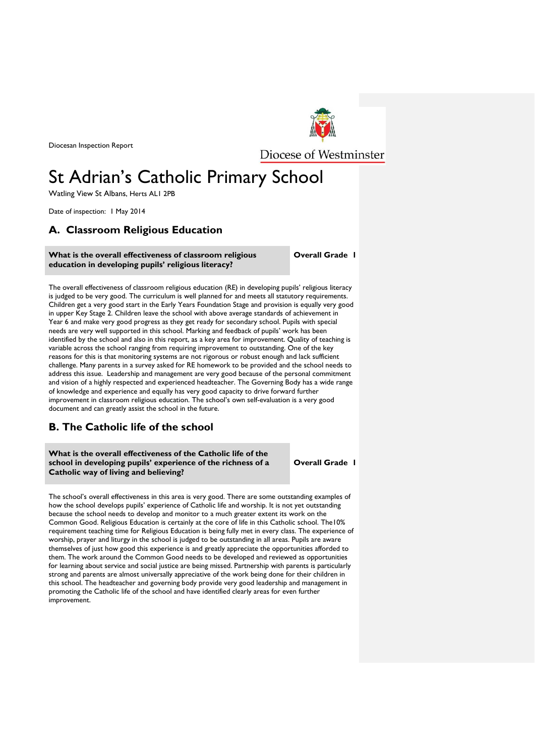Diocesan Inspection Report

Diocese of Westminster

# St Adrian's Catholic Primary School

Watling View St Albans, Herts AL1 2PB

Date of inspection: 1 May 2014

## A. Classroom Religious Education

| What is the overall effectiveness of classroom religious education in developing pupils' religious literacy? | Overall Grade 1 |
|---|---|

The overall effectiveness of classroom religious education (RE) in developing pupils' religious literacy is judged to be very good. The curriculum is well planned for and meets all statutory requirements. Children get a very good start in the Early Years Foundation Stage and provision is equally very good in upper Key Stage 2. Children leave the school with above average standards of achievement in Year 6 and make very good progress as they get ready for secondary school. Pupils with special needs are very well supported in this school. Marking and feedback of pupils' work has been identified by the school and also in this report, as a key area for improvement. Quality of teaching is variable across the school ranging from requiring improvement to outstanding. One of the key reasons for this is that monitoring systems are not rigorous or robust enough and lack sufficient challenge. Many parents in a survey asked for RE homework to be provided and the school needs to address this issue. Leadership and management are very good because of the personal commitment and vision of a highly respected and experienced headteacher. The Governing Body has a wide range of knowledge and experience and equally has very good capacity to drive forward further improvement in classroom religious education. The school's own self-evaluation is a very good document and can greatly assist the school in the future.

## B. The Catholic life of the school

| What is the overall effectiveness of the Catholic life of the school in developing pupils' experience of the richness of a Catholic way of living and believing? | Overall Grade 1 |
|---|---|

The school's overall effectiveness in this area is very good. There are some outstanding examples of how the school develops pupils' experience of Catholic life and worship. It is not yet outstanding because the school needs to develop and monitor to a much greater extent its work on the Common Good. Religious Education is certainly at the core of life in this Catholic school. The10% requirement teaching time for Religious Education is being fully met in every class. The experience of worship, prayer and liturgy in the school is judged to be outstanding in all areas. Pupils are aware themselves of just how good this experience is and greatly appreciate the opportunities afforded to them. The work around the Common Good needs to be developed and reviewed as opportunities for learning about service and social justice are being missed. Partnership with parents is particularly strong and parents are almost universally appreciative of the work being done for their children in this school. The headteacher and governing body provide very good leadership and management in promoting the Catholic life of the school and have identified clearly areas for even further improvement.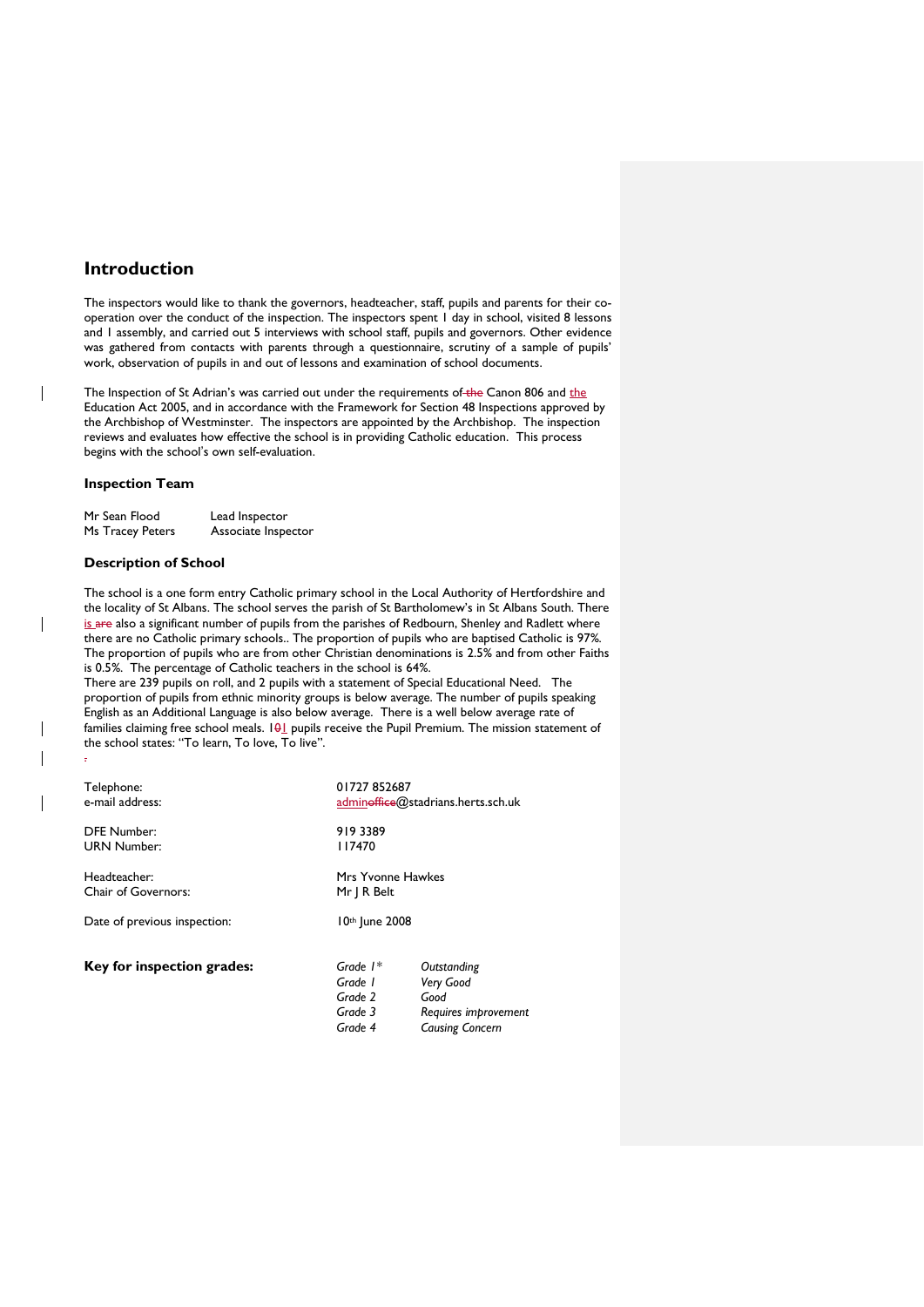## Introduction

The inspectors would like to thank the governors, headteacher, staff, pupils and parents for their co-operation over the conduct of the inspection. The inspectors spent 1 day in school, visited 8 lessons and 1 assembly, and carried out 5 interviews with school staff, pupils and governors. Other evidence was gathered from contacts with parents through a questionnaire, scrutiny of a sample of pupils' work, observation of pupils in and out of lessons and examination of school documents.

The Inspection of St Adrian's was carried out under the requirements of ~~the~~ Canon 806 and the Education Act 2005, and in accordance with the Framework for Section 48 Inspections approved by the Archbishop of Westminster. The inspectors are appointed by the Archbishop. The inspection reviews and evaluates how effective the school is in providing Catholic education. This process begins with the school's own self-evaluation.

### Inspection Team

| | |
|---|---|
| Mr Sean Flood | Lead Inspector |
| Ms Tracey Peters | Associate Inspector |

### Description of School

The school is a one form entry Catholic primary school in the Local Authority of Hertfordshire and the locality of St Albans. The school serves the parish of St Bartholomew's in St Albans South. There is ~~are~~ also a significant number of pupils from the parishes of Redbourn, Shenley and Radlett where there are no Catholic primary schools.. The proportion of pupils who are baptised Catholic is 97%. The proportion of pupils who are from other Christian denominations is 2.5% and from other Faiths is 0.5%. The percentage of Catholic teachers in the school is 64%.
There are 239 pupils on roll, and 2 pupils with a statement of Special Educational Need. The proportion of pupils from ethnic minority groups is below average. The number of pupils speaking English as an Additional Language is also below average. There is a well below average rate of families claiming free school meals. 1~~0~~1 pupils receive the Pupil Premium. The mission statement of the school states: "To learn, To love, To live".

| | |
|---|---|
| Telephone: | 01727 852687 |
| e-mail address: | admin~~office~~@stadrians.herts.sch.uk |
| DFE Number: | 919 3389 |
| URN Number: | 117470 |
| Headteacher: | Mrs Yvonne Hawkes |
| Chair of Governors: | Mr J R Belt |
| Date of previous inspection: | 10th June 2008 |

**Key for inspection grades:**

| | |
|---|---|
| *Grade 1\** | *Outstanding* |
| *Grade 1* | *Very Good* |
| *Grade 2* | *Good* |
| *Grade 3* | *Requires improvement* |
| *Grade 4* | *Causing Concern* |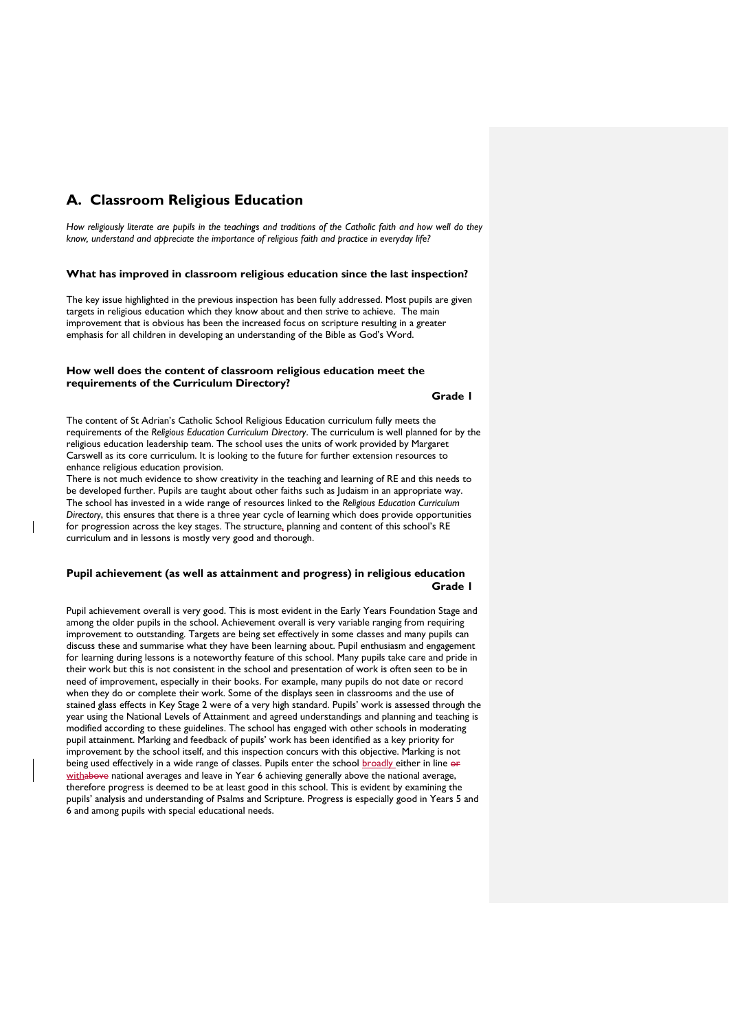# A. Classroom Religious Education

*How religiously literate are pupils in the teachings and traditions of the Catholic faith and how well do they know, understand and appreciate the importance of religious faith and practice in everyday life?*

### What has improved in classroom religious education since the last inspection?

The key issue highlighted in the previous inspection has been fully addressed. Most pupils are given targets in religious education which they know about and then strive to achieve. The main improvement that is obvious has been the increased focus on scripture resulting in a greater emphasis for all children in developing an understanding of the Bible as God's Word.

### How well does the content of classroom religious education meet the requirements of the Curriculum Directory?

**Grade 1**

The content of St Adrian's Catholic School Religious Education curriculum fully meets the requirements of the *Religious Education Curriculum Directory*. The curriculum is well planned for by the religious education leadership team. The school uses the units of work provided by Margaret Carswell as its core curriculum. It is looking to the future for further extension resources to enhance religious education provision.

There is not much evidence to show creativity in the teaching and learning of RE and this needs to be developed further. Pupils are taught about other faiths such as Judaism in an appropriate way. The school has invested in a wide range of resources linked to the *Religious Education Curriculum Directory*, this ensures that there is a three year cycle of learning which does provide opportunities for progression across the key stages. The structure, planning and content of this school's RE curriculum and in lessons is mostly very good and thorough.

### Pupil achievement (as well as attainment and progress) in religious education

**Grade 1**

Pupil achievement overall is very good. This is most evident in the Early Years Foundation Stage and among the older pupils in the school. Achievement overall is very variable ranging from requiring improvement to outstanding. Targets are being set effectively in some classes and many pupils can discuss these and summarise what they have been learning about. Pupil enthusiasm and engagement for learning during lessons is a noteworthy feature of this school. Many pupils take care and pride in their work but this is not consistent in the school and presentation of work is often seen to be in need of improvement, especially in their books. For example, many pupils do not date or record when they do or complete their work. Some of the displays seen in classrooms and the use of stained glass effects in Key Stage 2 were of a very high standard. Pupils' work is assessed through the year using the National Levels of Attainment and agreed understandings and planning and teaching is modified according to these guidelines. The school has engaged with other schools in moderating pupil attainment. Marking and feedback of pupils' work has been identified as a key priority for improvement by the school itself, and this inspection concurs with this objective. Marking is not being used effectively in a wide range of classes. Pupils enter the school broadly either in line with national averages and leave in Year 6 achieving generally above the national average, therefore progress is deemed to be at least good in this school. This is evident by examining the pupils' analysis and understanding of Psalms and Scripture. Progress is especially good in Years 5 and 6 and among pupils with special educational needs.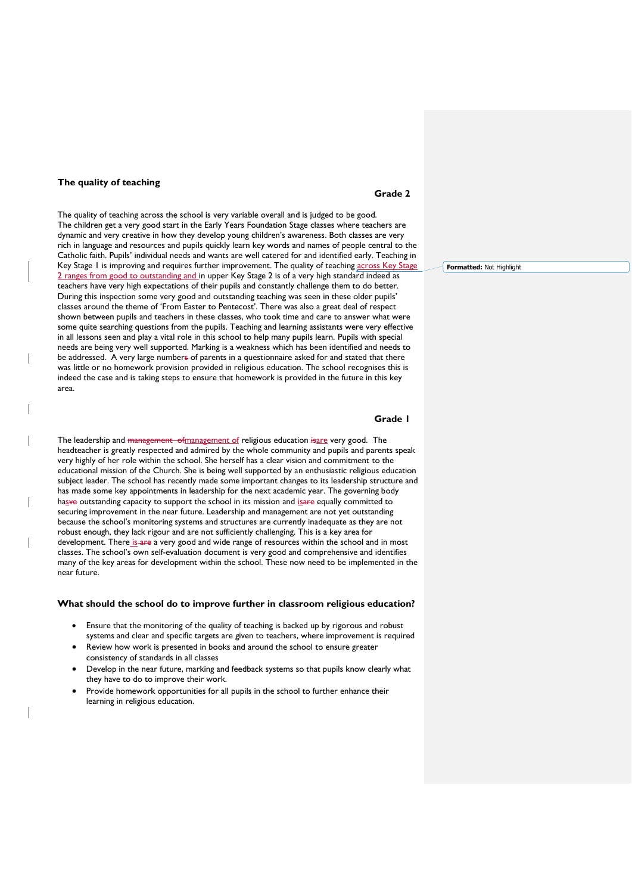## The quality of teaching

**Grade 2**

The quality of teaching across the school is very variable overall and is judged to be good. The children get a very good start in the Early Years Foundation Stage classes where teachers are dynamic and very creative in how they develop young children's awareness. Both classes are very rich in language and resources and pupils quickly learn key words and names of people central to the Catholic faith. Pupils' individual needs and wants are well catered for and identified early. Teaching in Key Stage 1 is improving and requires further improvement. The quality of teaching across Key Stage 2 ranges from good to outstanding and in upper Key Stage 2 is of a very high standard indeed as teachers have very high expectations of their pupils and constantly challenge them to do better. During this inspection some very good and outstanding teaching was seen in these older pupils' classes around the theme of 'From Easter to Pentecost'. There was also a great deal of respect shown between pupils and teachers in these classes, who took time and care to answer what were some quite searching questions from the pupils. Teaching and learning assistants were very effective in all lessons seen and play a vital role in this school to help many pupils learn. Pupils with special needs are being very well supported. Marking is a weakness which has been identified and needs to be addressed. A very large number of parents in a questionnaire asked for and stated that there was little or no homework provision provided in religious education. The school recognises this is indeed the case and is taking steps to ensure that homework is provided in the future in this key area.

**Grade 1**

The leadership and management of religious education are very good. The headteacher is greatly respected and admired by the whole community and pupils and parents speak very highly of her role within the school. She herself has a clear vision and commitment to the educational mission of the Church. She is being well supported by an enthusiastic religious education subject leader. The school has recently made some important changes to its leadership structure and has made some key appointments in leadership for the next academic year. The governing body has outstanding capacity to support the school in its mission and is equally committed to securing improvement in the near future. Leadership and management are not yet outstanding because the school's monitoring systems and structures are currently inadequate as they are not robust enough, they lack rigour and are not sufficiently challenging. This is a key area for development. There is a very good and wide range of resources within the school and in most classes. The school's own self-evaluation document is very good and comprehensive and identifies many of the key areas for development within the school. These now need to be implemented in the near future.

### What should the school do to improve further in classroom religious education?

- Ensure that the monitoring of the quality of teaching is backed up by rigorous and robust systems and clear and specific targets are given to teachers, where improvement is required
- Review how work is presented in books and around the school to ensure greater consistency of standards in all classes
- Develop in the near future, marking and feedback systems so that pupils know clearly what they have to do to improve their work.
- Provide homework opportunities for all pupils in the school to further enhance their learning in religious education.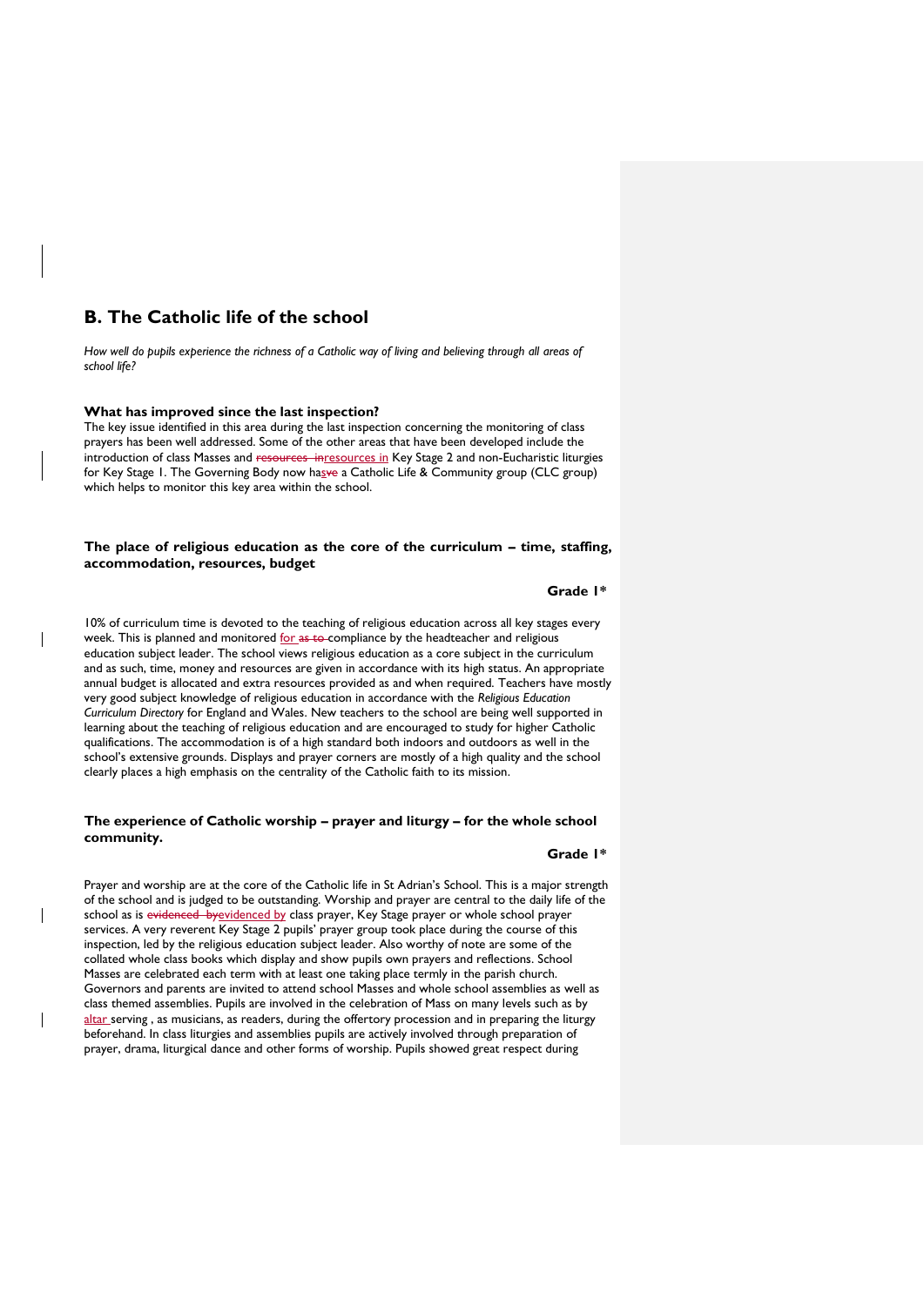## B. The Catholic life of the school

*How well do pupils experience the richness of a Catholic way of living and believing through all areas of school life?*

### What has improved since the last inspection?

The key issue identified in this area during the last inspection concerning the monitoring of class prayers has been well addressed. Some of the other areas that have been developed include the introduction of class Masses and resources in Key Stage 2 and non-Eucharistic liturgies for Key Stage 1. The Governing Body now has a Catholic Life & Community group (CLC group) which helps to monitor this key area within the school.

### The place of religious education as the core of the curriculum – time, staffing, accommodation, resources, budget

**Grade 1***

10% of curriculum time is devoted to the teaching of religious education across all key stages every week. This is planned and monitored for compliance by the headteacher and religious education subject leader. The school views religious education as a core subject in the curriculum and as such, time, money and resources are given in accordance with its high status. An appropriate annual budget is allocated and extra resources provided as and when required. Teachers have mostly very good subject knowledge of religious education in accordance with the *Religious Education Curriculum Directory* for England and Wales. New teachers to the school are being well supported in learning about the teaching of religious education and are encouraged to study for higher Catholic qualifications. The accommodation is of a high standard both indoors and outdoors as well in the school's extensive grounds. Displays and prayer corners are mostly of a high quality and the school clearly places a high emphasis on the centrality of the Catholic faith to its mission.

### The experience of Catholic worship – prayer and liturgy – for the whole school community.

**Grade 1***

Prayer and worship are at the core of the Catholic life in St Adrian's School. This is a major strength of the school and is judged to be outstanding. Worship and prayer are central to the daily life of the school as is evidenced by class prayer, Key Stage prayer or whole school prayer services. A very reverent Key Stage 2 pupils' prayer group took place during the course of this inspection, led by the religious education subject leader. Also worthy of note are some of the collated whole class books which display and show pupils own prayers and reflections. School Masses are celebrated each term with at least one taking place termly in the parish church. Governors and parents are invited to attend school Masses and whole school assemblies as well as class themed assemblies. Pupils are involved in the celebration of Mass on many levels such as by altar serving , as musicians, as readers, during the offertory procession and in preparing the liturgy beforehand. In class liturgies and assemblies pupils are actively involved through preparation of prayer, drama, liturgical dance and other forms of worship. Pupils showed great respect during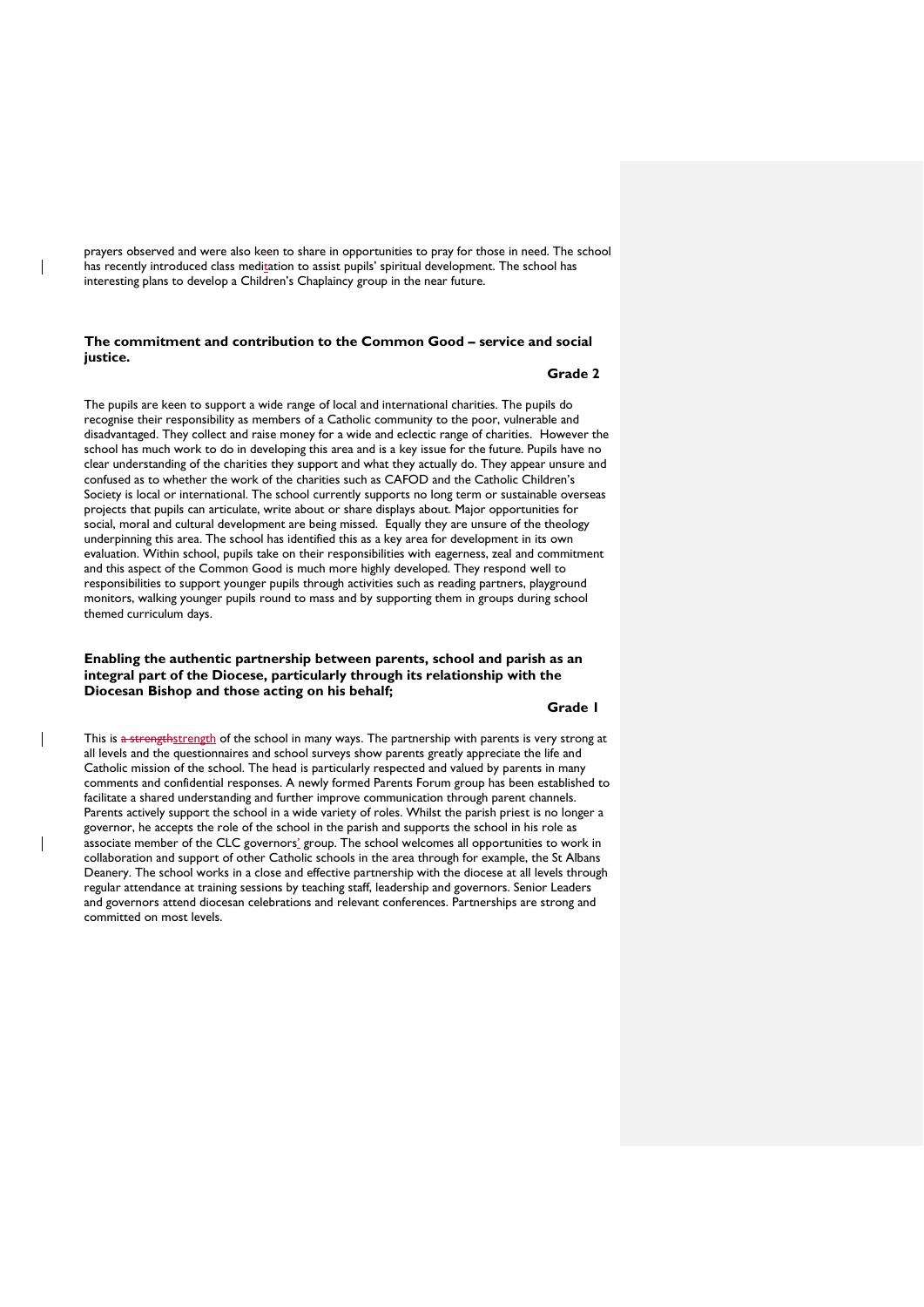prayers observed and were also keen to share in opportunities to pray for those in need. The school has recently introduced class meditation to assist pupils' spiritual development. The school has interesting plans to develop a Children's Chaplaincy group in the near future.

### The commitment and contribution to the Common Good – service and social justice.

**Grade 2**

The pupils are keen to support a wide range of local and international charities. The pupils do recognise their responsibility as members of a Catholic community to the poor, vulnerable and disadvantaged. They collect and raise money for a wide and eclectic range of charities. However the school has much work to do in developing this area and is a key issue for the future. Pupils have no clear understanding of the charities they support and what they actually do. They appear unsure and confused as to whether the work of the charities such as CAFOD and the Catholic Children's Society is local or international. The school currently supports no long term or sustainable overseas projects that pupils can articulate, write about or share displays about. Major opportunities for social, moral and cultural development are being missed. Equally they are unsure of the theology underpinning this area. The school has identified this as a key area for development in its own evaluation. Within school, pupils take on their responsibilities with eagerness, zeal and commitment and this aspect of the Common Good is much more highly developed. They respond well to responsibilities to support younger pupils through activities such as reading partners, playground monitors, walking younger pupils round to mass and by supporting them in groups during school themed curriculum days.

### Enabling the authentic partnership between parents, school and parish as an integral part of the Diocese, particularly through its relationship with the Diocesan Bishop and those acting on his behalf;

**Grade 1**

This is ~~a strength~~strength of the school in many ways. The partnership with parents is very strong at all levels and the questionnaires and school surveys show parents greatly appreciate the life and Catholic mission of the school. The head is particularly respected and valued by parents in many comments and confidential responses. A newly formed Parents Forum group has been established to facilitate a shared understanding and further improve communication through parent channels. Parents actively support the school in a wide variety of roles. Whilst the parish priest is no longer a governor, he accepts the role of the school in the parish and supports the school in his role as associate member of the CLC governors' group. The school welcomes all opportunities to work in collaboration and support of other Catholic schools in the area through for example, the St Albans Deanery. The school works in a close and effective partnership with the diocese at all levels through regular attendance at training sessions by teaching staff, leadership and governors. Senior Leaders and governors attend diocesan celebrations and relevant conferences. Partnerships are strong and committed on most levels.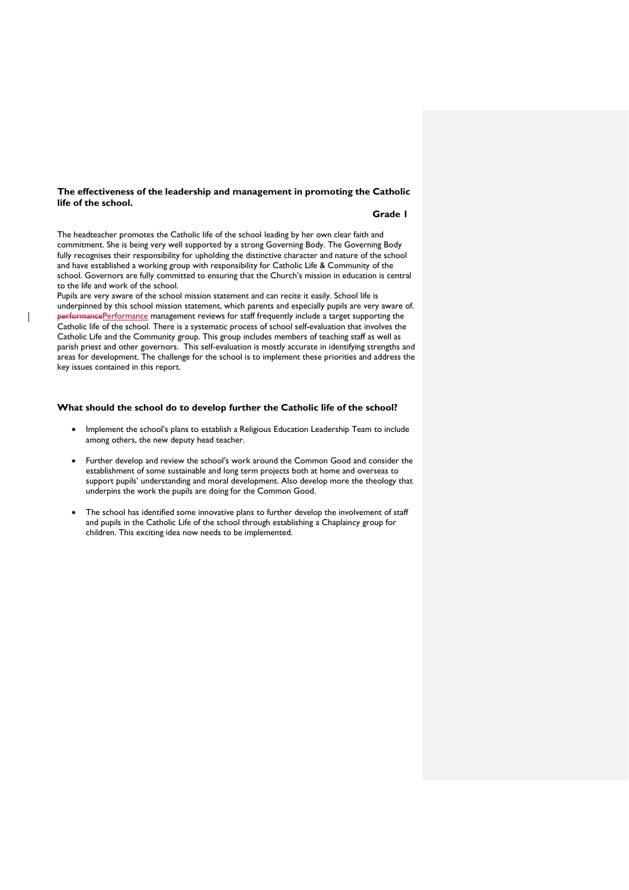**The effectiveness of the leadership and management in promoting the Catholic life of the school.**

**Grade 1**

The headteacher promotes the Catholic life of the school leading by her own clear faith and commitment. She is being very well supported by a strong Governing Body. The Governing Body fully recognises their responsibility for upholding the distinctive character and nature of the school and have established a working group with responsibility for Catholic Life & Community of the school. Governors are fully committed to ensuring that the Church's mission in education is central to the life and work of the school.
Pupils are very aware of the school mission statement and can recite it easily. School life is underpinned by this school mission statement, which parents and especially pupils are very aware of. ~~performance~~Performance management reviews for staff frequently include a target supporting the Catholic life of the school. There is a systematic process of school self-evaluation that involves the Catholic Life and the Community group. This group includes members of teaching staff as well as parish priest and other governors. This self-evaluation is mostly accurate in identifying strengths and areas for development. The challenge for the school is to implement these priorities and address the key issues contained in this report.

**What should the school do to develop further the Catholic life of the school?**

- Implement the school's plans to establish a Religious Education Leadership Team to include among others, the new deputy head teacher.
- Further develop and review the school's work around the Common Good and consider the establishment of some sustainable and long term projects both at home and overseas to support pupils' understanding and moral development. Also develop more the theology that underpins the work the pupils are doing for the Common Good.
- The school has identified some innovative plans to further develop the involvement of staff and pupils in the Catholic Life of the school through establishing a Chaplaincy group for children. This exciting idea now needs to be implemented.